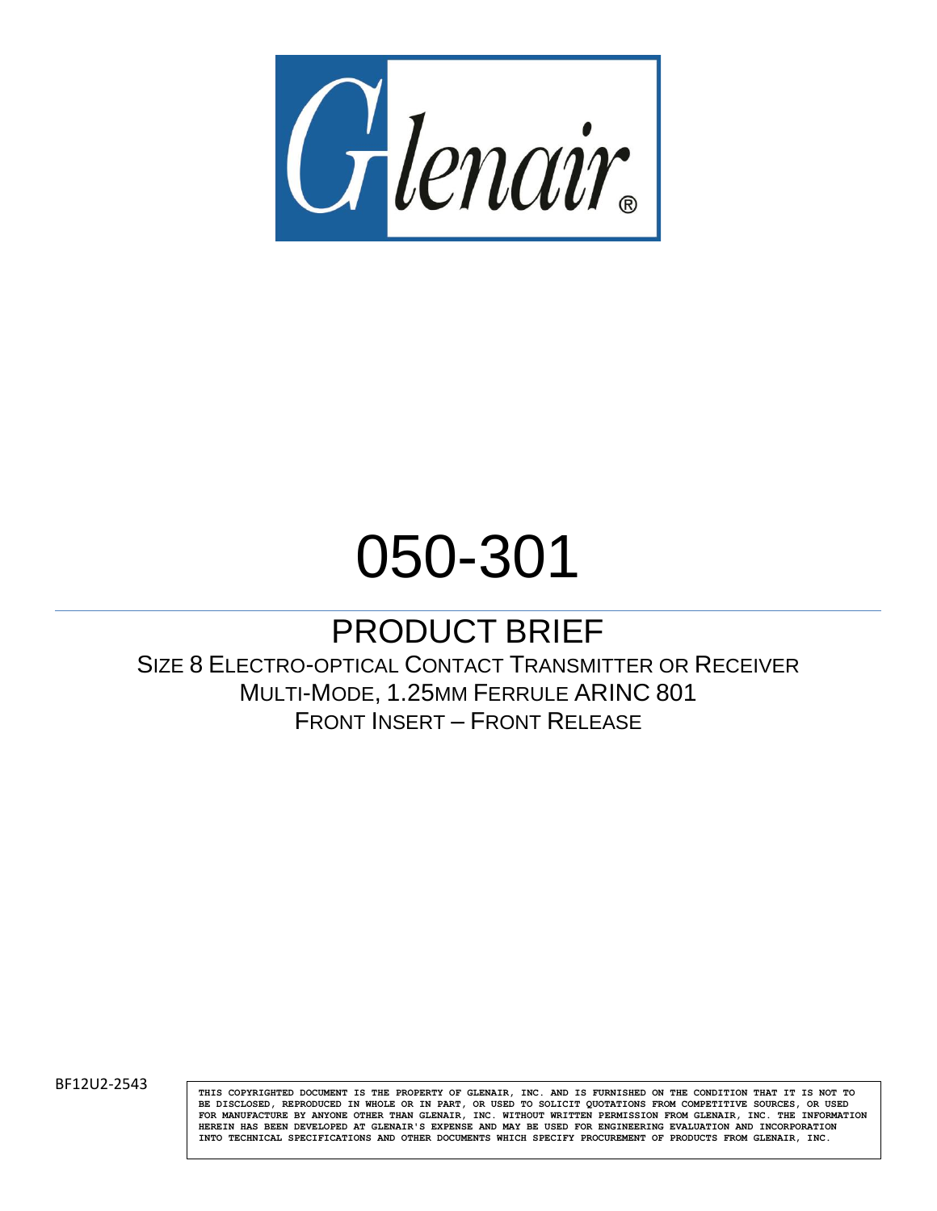Glenair®

# 050-301

## PRODUCT BRIEF

SIZE 8 ELECTRO-OPTICAL CONTACT TRANSMITTER OR RECEIVER
MULTI-MODE, 1.25MM FERRULE ARINC 801
FRONT INSERT – FRONT RELEASE

BF12U2-2543

THIS COPYRIGHTED DOCUMENT IS THE PROPERTY OF GLENAIR, INC. AND IS FURNISHED ON THE CONDITION THAT IT IS NOT TO BE DISCLOSED, REPRODUCED IN WHOLE OR IN PART, OR USED TO SOLICIT QUOTATIONS FROM COMPETITIVE SOURCES, OR USED FOR MANUFACTURE BY ANYONE OTHER THAN GLENAIR, INC. WITHOUT WRITTEN PERMISSION FROM GLENAIR, INC. THE INFORMATION HEREIN HAS BEEN DEVELOPED AT GLENAIR'S EXPENSE AND MAY BE USED FOR ENGINEERING EVALUATION AND INCORPORATION INTO TECHNICAL SPECIFICATIONS AND OTHER DOCUMENTS WHICH SPECIFY PROCUREMENT OF PRODUCTS FROM GLENAIR, INC.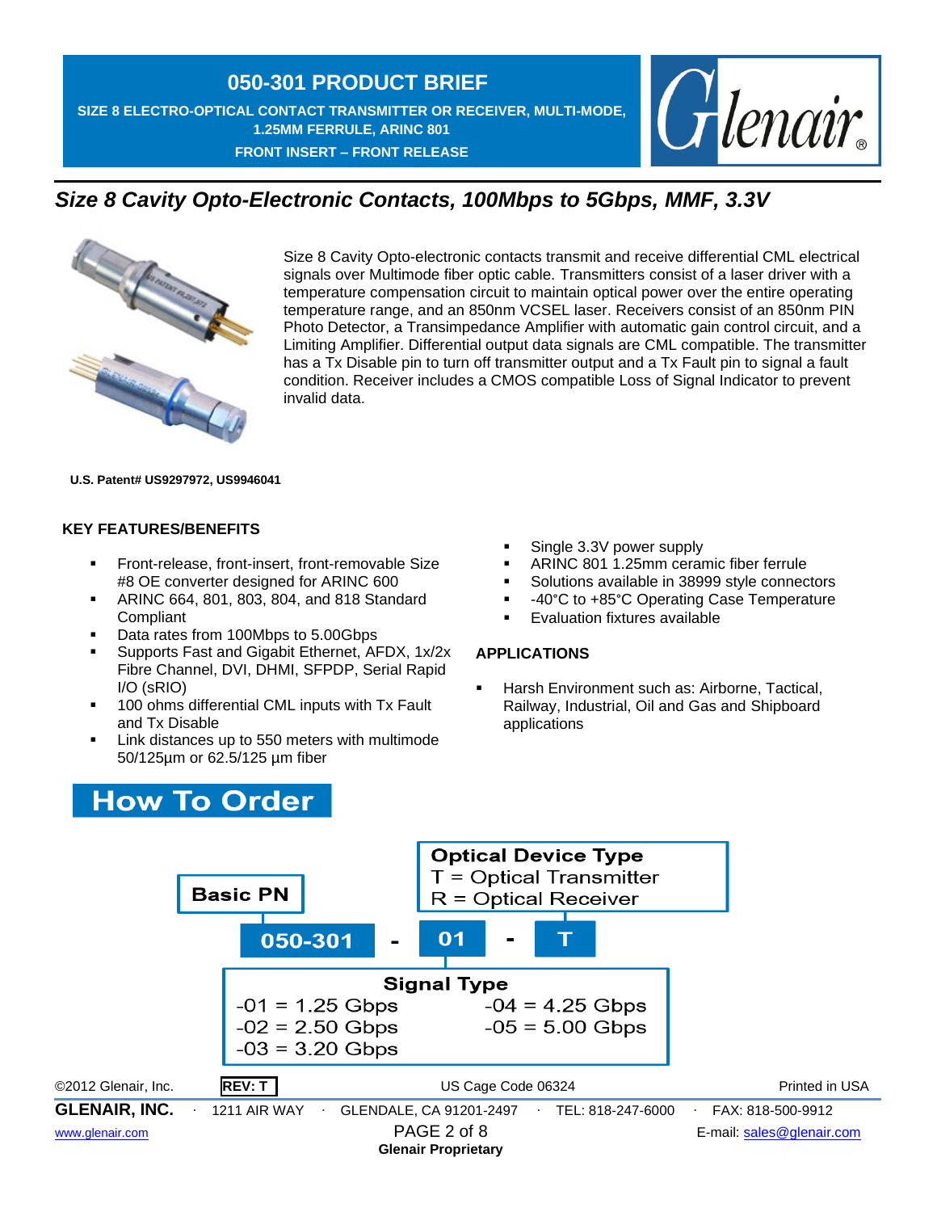# 050-301 PRODUCT BRIEF

**SIZE 8 ELECTRO-OPTICAL CONTACT TRANSMITTER OR RECEIVER, MULTI-MODE, 1.25MM FERRULE, ARINC 801**

**FRONT INSERT – FRONT RELEASE**

## *Size 8 Cavity Opto-Electronic Contacts, 100Mbps to 5Gbps, MMF, 3.3V*

Size 8 Cavity Opto-electronic contacts transmit and receive differential CML electrical signals over Multimode fiber optic cable. Transmitters consist of a laser driver with a temperature compensation circuit to maintain optical power over the entire operating temperature range, and an 850nm VCSEL laser. Receivers consist of an 850nm PIN Photo Detector, a Transimpedance Amplifier with automatic gain control circuit, and a Limiting Amplifier. Differential output data signals are CML compatible. The transmitter has a Tx Disable pin to turn off transmitter output and a Tx Fault pin to signal a fault condition. Receiver includes a CMOS compatible Loss of Signal Indicator to prevent invalid data.

**U.S. Patent# US9297972, US9946041**

### KEY FEATURES/BENEFITS

- Front-release, front-insert, front-removable Size #8 OE converter designed for ARINC 600
- ARINC 664, 801, 803, 804, and 818 Standard Compliant
- Data rates from 100Mbps to 5.00Gbps
- Supports Fast and Gigabit Ethernet, AFDX, 1x/2x Fibre Channel, DVI, DHMI, SFPDP, Serial Rapid I/O (sRIO)
- 100 ohms differential CML inputs with Tx Fault and Tx Disable
- Link distances up to 550 meters with multimode 50/125µm or 62.5/125 µm fiber
- Single 3.3V power supply
- ARINC 801 1.25mm ceramic fiber ferrule
- Solutions available in 38999 style connectors
- -40°C to +85°C Operating Case Temperature
- Evaluation fixtures available

### APPLICATIONS

- Harsh Environment such as: Airborne, Tactical, Railway, Industrial, Oil and Gas and Shipboard applications

## How To Order

**050-301 - 01 - T**

**Basic PN:** 050-301

**Signal Type**

- -01 = 1.25 Gbps
- -02 = 2.50 Gbps
- -03 = 3.20 Gbps
- -04 = 4.25 Gbps
- -05 = 5.00 Gbps

**Optical Device Type**

- T = Optical Transmitter
- R = Optical Receiver

©2012 Glenair, Inc. **REV: T** US Cage Code 06324 Printed in USA

**GLENAIR, INC.** · 1211 AIR WAY · GLENDALE, CA 91201-2497 · TEL: 818-247-6000 · FAX: 818-500-9912

www.glenair.com E-mail: sales@glenair.com

**Glenair Proprietary**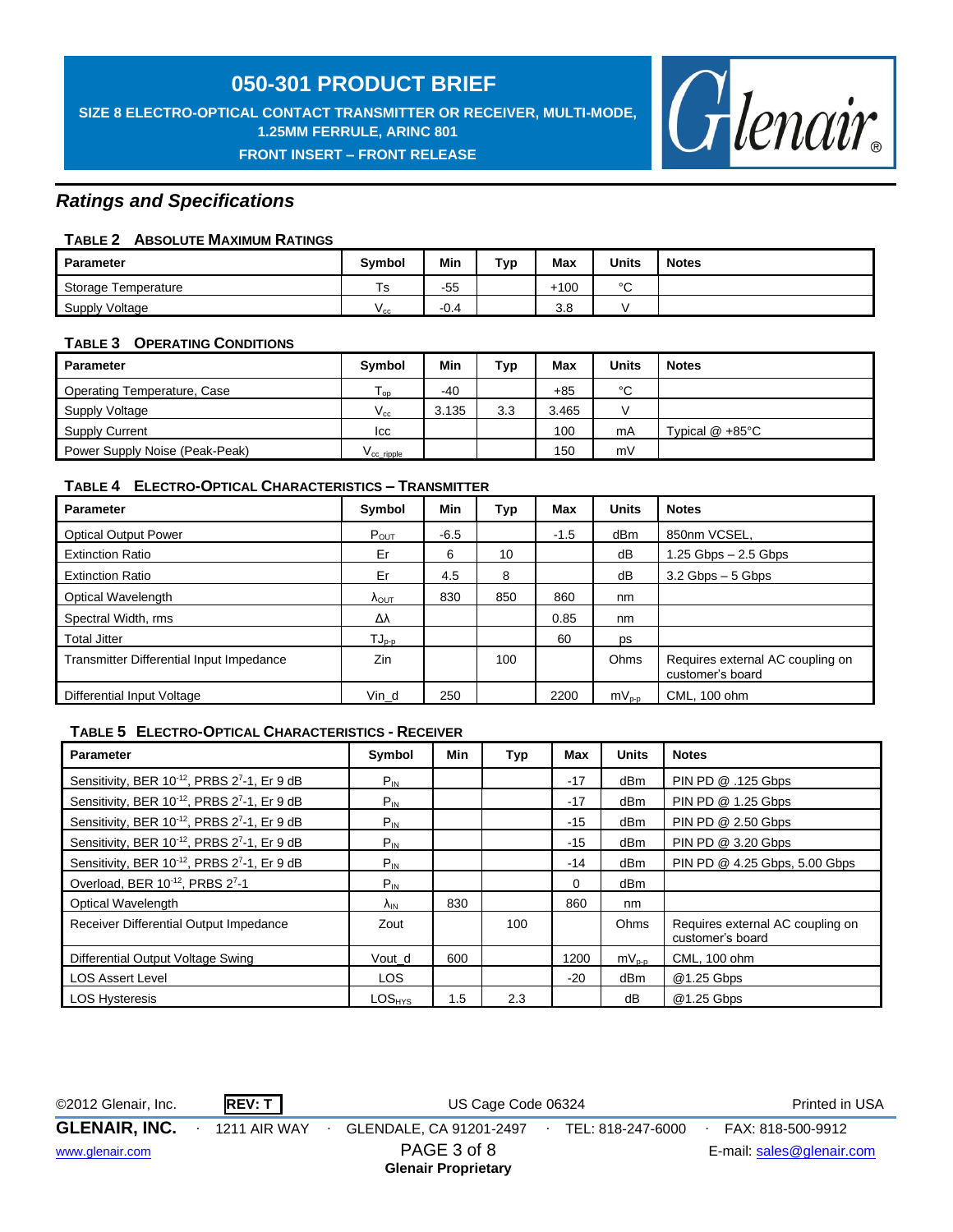## Ratings and Specifications

### TABLE 2 ABSOLUTE MAXIMUM RATINGS

| Parameter | Symbol | Min | Typ | Max | Units | Notes |
|---|---|---|---|---|---|---|
| Storage Temperature | Ts | -55 | | +100 | °C | |
| Supply Voltage | $V_{cc}$ | -0.4 | | 3.8 | V | |

### TABLE 3 OPERATING CONDITIONS

| Parameter | Symbol | Min | Typ | Max | Units | Notes |
|---|---|---|---|---|---|---|
| Operating Temperature, Case | $T_{op}$ | -40 | | +85 | °C | |
| Supply Voltage | $V_{cc}$ | 3.135 | 3.3 | 3.465 | V | |
| Supply Current | Icc | | | 100 | mA | Typical @ +85°C |
| Power Supply Noise (Peak-Peak) | $V_{cc\_ripple}$ | | | 150 | mV | |

### TABLE 4 ELECTRO-OPTICAL CHARACTERISTICS – TRANSMITTER

| Parameter | Symbol | Min | Typ | Max | Units | Notes |
|---|---|---|---|---|---|---|
| Optical Output Power | $P_{OUT}$ | -6.5 | | -1.5 | dBm | 850nm VCSEL, |
| Extinction Ratio | Er | 6 | 10 | | dB | 1.25 Gbps – 2.5 Gbps |
| Extinction Ratio | Er | 4.5 | 8 | | dB | 3.2 Gbps – 5 Gbps |
| Optical Wavelength | $\lambda_{OUT}$ | 830 | 850 | 860 | nm | |
| Spectral Width, rms | $\Delta\lambda$ | | | 0.85 | nm | |
| Total Jitter | $TJ_{p-p}$ | | | 60 | ps | |
| Transmitter Differential Input Impedance | Zin | | 100 | | Ohms | Requires external AC coupling on customer's board |
| Differential Input Voltage | Vin_d | 250 | | 2200 | $mV_{p-p}$ | CML, 100 ohm |

### TABLE 5 ELECTRO-OPTICAL CHARACTERISTICS - RECEIVER

| Parameter | Symbol | Min | Typ | Max | Units | Notes |
|---|---|---|---|---|---|---|
| Sensitivity, BER $10^{-12}$, PRBS $2^7$-1, Er 9 dB | $P_{IN}$ | | | -17 | dBm | PIN PD @ .125 Gbps |
| Sensitivity, BER $10^{-12}$, PRBS $2^7$-1, Er 9 dB | $P_{IN}$ | | | -17 | dBm | PIN PD @ 1.25 Gbps |
| Sensitivity, BER $10^{-12}$, PRBS $2^7$-1, Er 9 dB | $P_{IN}$ | | | -15 | dBm | PIN PD @ 2.50 Gbps |
| Sensitivity, BER $10^{-12}$, PRBS $2^7$-1, Er 9 dB | $P_{IN}$ | | | -15 | dBm | PIN PD @ 3.20 Gbps |
| Sensitivity, BER $10^{-12}$, PRBS $2^7$-1, Er 9 dB | $P_{IN}$ | | | -14 | dBm | PIN PD @ 4.25 Gbps, 5.00 Gbps |
| Overload, BER $10^{-12}$, PRBS $2^7$-1 | $P_{IN}$ | | | 0 | dBm | |
| Optical Wavelength | $\lambda_{IN}$ | 830 | | 860 | nm | |
| Receiver Differential Output Impedance | Zout | | 100 | | Ohms | Requires external AC coupling on customer's board |
| Differential Output Voltage Swing | Vout_d | 600 | | 1200 | $mV_{p-p}$ | CML, 100 ohm |
| LOS Assert Level | LOS | | | -20 | dBm | @1.25 Gbps |
| LOS Hysteresis | $LOS_{HYS}$ | 1.5 | 2.3 | | dB | @1.25 Gbps |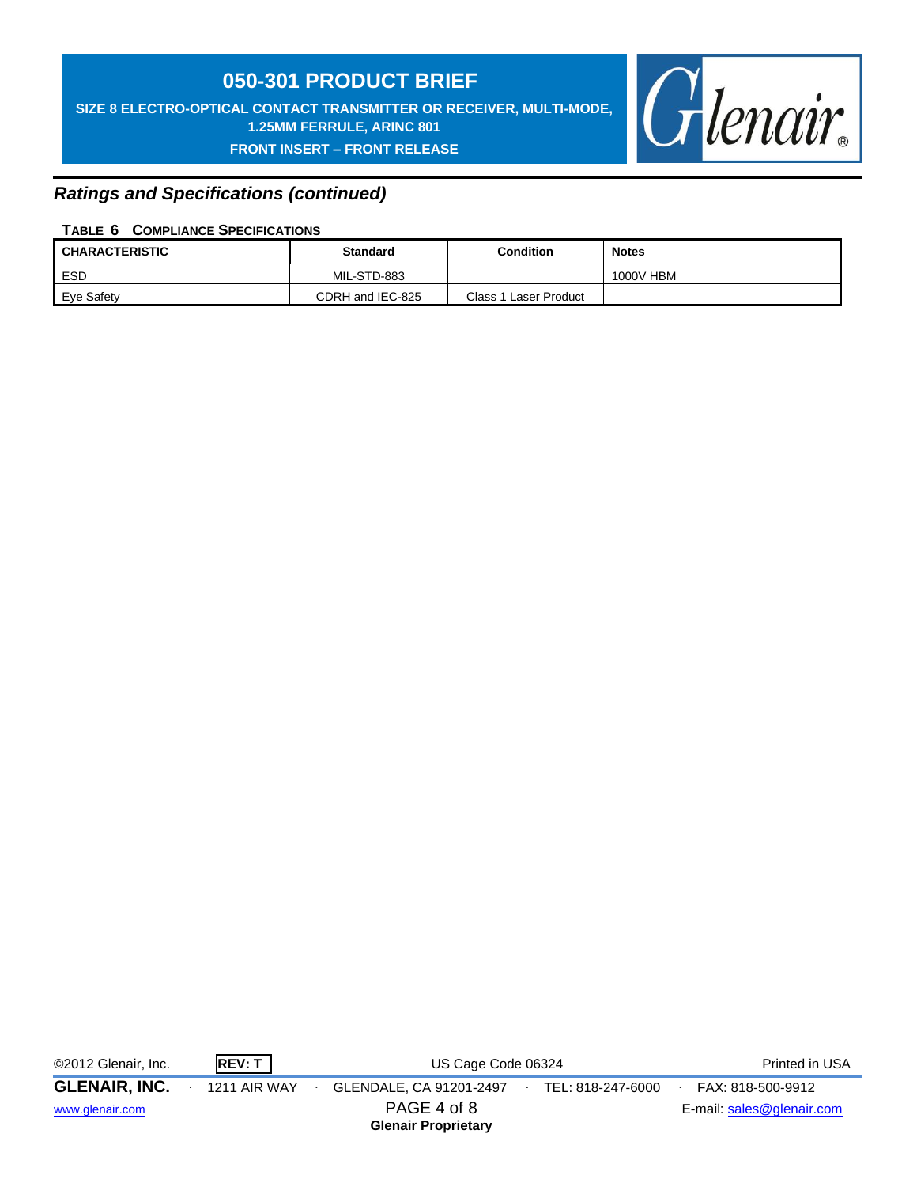## Ratings and Specifications (continued)

**TABLE 6 COMPLIANCE SPECIFICATIONS**

| CHARACTERISTIC | Standard | Condition | Notes |
|---|---|---|---|
| ESD | MIL-STD-883 | | 1000V HBM |
| Eye Safety | CDRH and IEC-825 | Class 1 Laser Product | |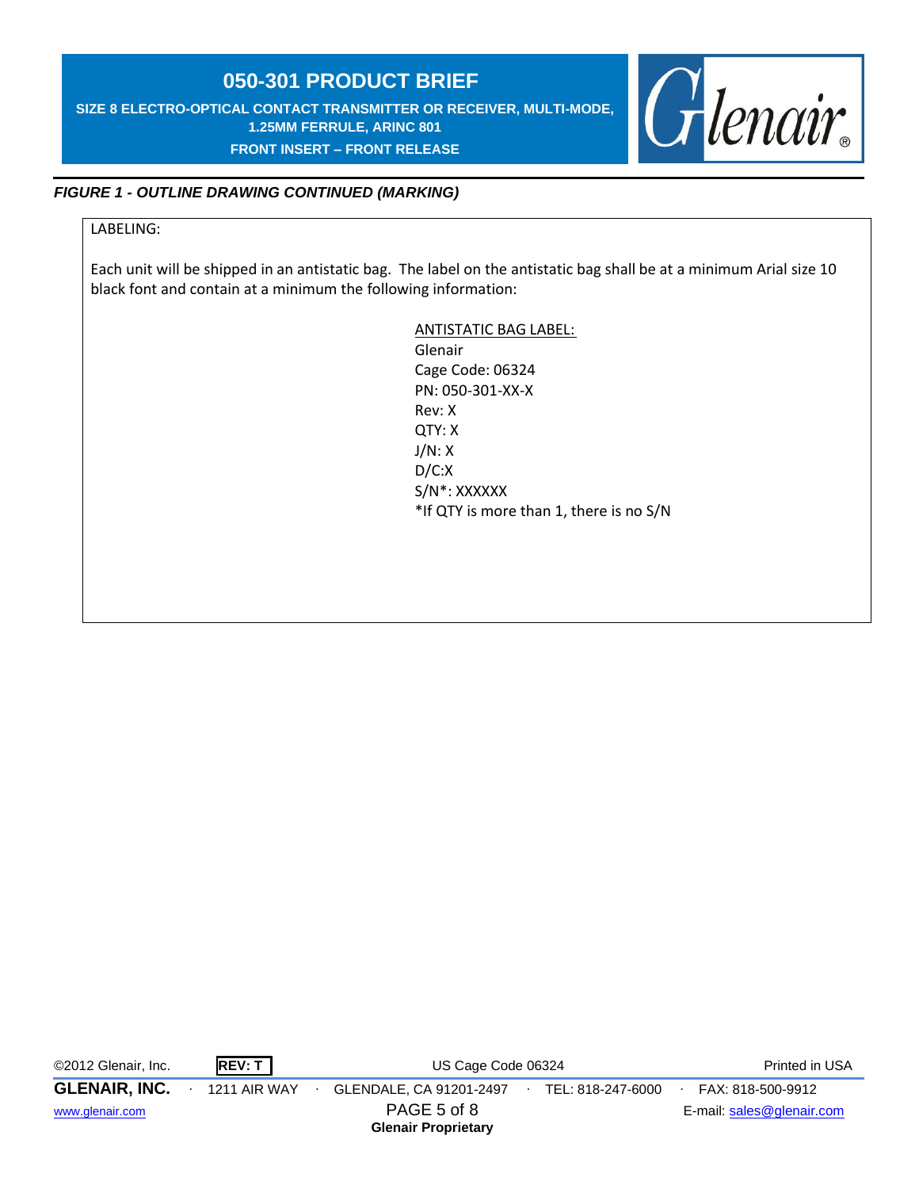*FIGURE 1 - OUTLINE DRAWING CONTINUED (MARKING)*

LABELING:

Each unit will be shipped in an antistatic bag. The label on the antistatic bag shall be at a minimum Arial size 10 black font and contain at a minimum the following information:

ANTISTATIC BAG LABEL:
Glenair
Cage Code: 06324
PN: 050-301-XX-X
Rev: X
QTY: X
J/N: X
D/C:X
S/N*: XXXXXX
*If QTY is more than 1, there is no S/N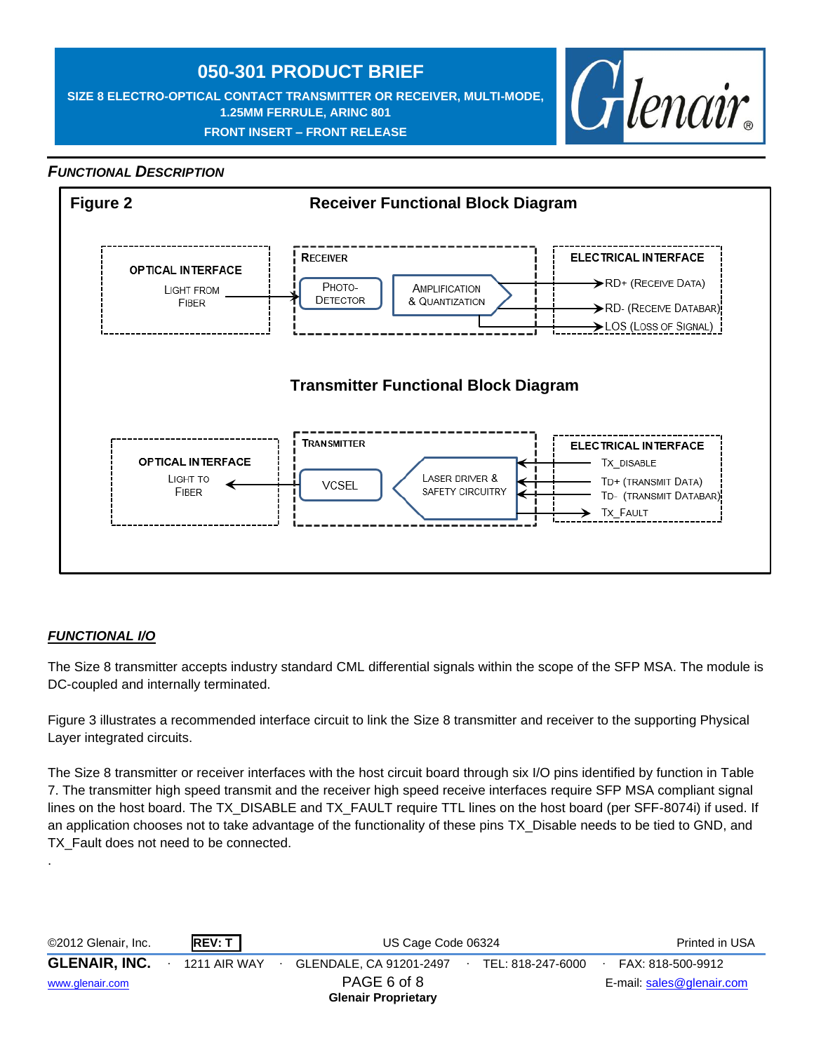## *FUNCTIONAL DESCRIPTION*

**Figure 2**

**Receiver Functional Block Diagram**

OPTICAL INTERFACE
LIGHT FROM FIBER

RECEIVER
PHOTO-DETECTOR
AMPLIFICATION & QUANTIZATION

ELECTRICAL INTERFACE
RD+ (RECEIVE DATA)
RD- (RECEIVE DATABAR)
LOS (LOSS OF SIGNAL)

**Transmitter Functional Block Diagram**

OPTICAL INTERFACE
LIGHT TO FIBER

TRANSMITTER
VCSEL
LASER DRIVER & SAFETY CIRCUITRY

ELECTRICAL INTERFACE
TX_DISABLE
TD+ (TRANSMIT DATA)
TD- (TRANSMIT DATABAR)
TX_FAULT

## ***FUNCTIONAL I/O***

The Size 8 transmitter accepts industry standard CML differential signals within the scope of the SFP MSA. The module is DC-coupled and internally terminated.

Figure 3 illustrates a recommended interface circuit to link the Size 8 transmitter and receiver to the supporting Physical Layer integrated circuits.

The Size 8 transmitter or receiver interfaces with the host circuit board through six I/O pins identified by function in Table 7. The transmitter high speed transmit and the receiver high speed receive interfaces require SFP MSA compliant signal lines on the host board. The TX_DISABLE and TX_FAULT require TTL lines on the host board (per SFF-8074i) if used. If an application chooses not to take advantage of the functionality of these pins TX_Disable needs to be tied to GND, and TX_Fault does not need to be connected.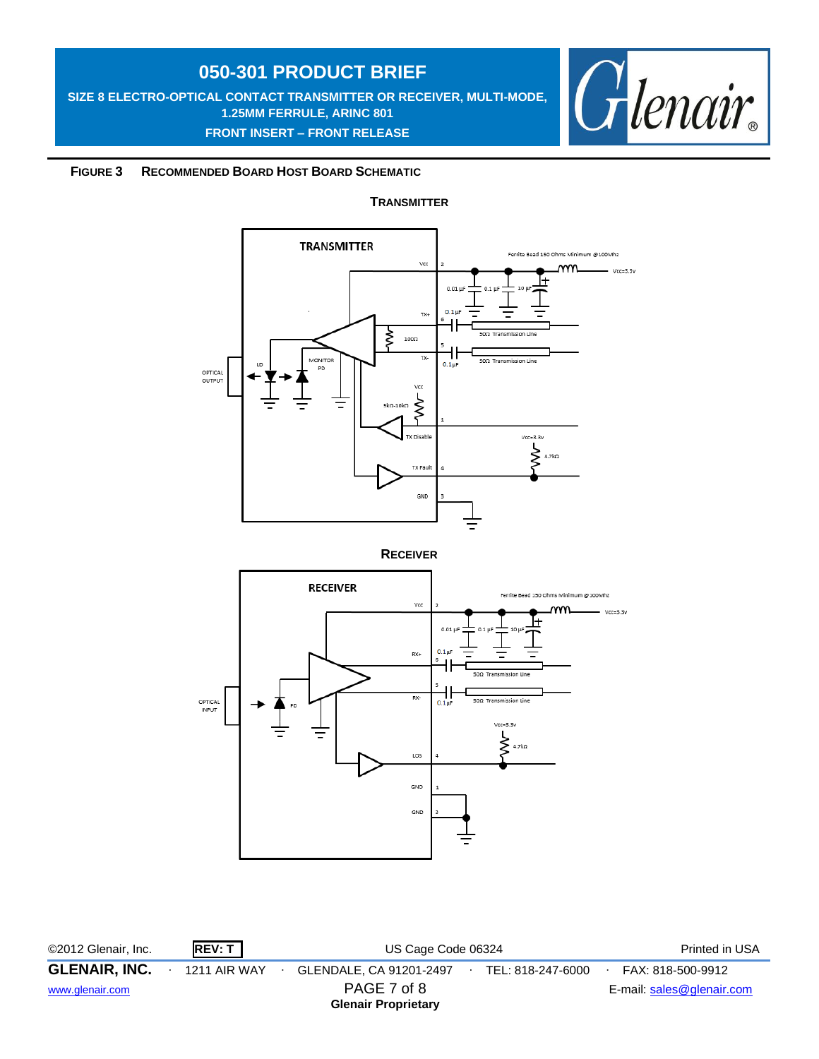**FIGURE 3 RECOMMENDED BOARD HOST BOARD SCHEMATIC**

**TRANSMITTER**

**RECEIVER**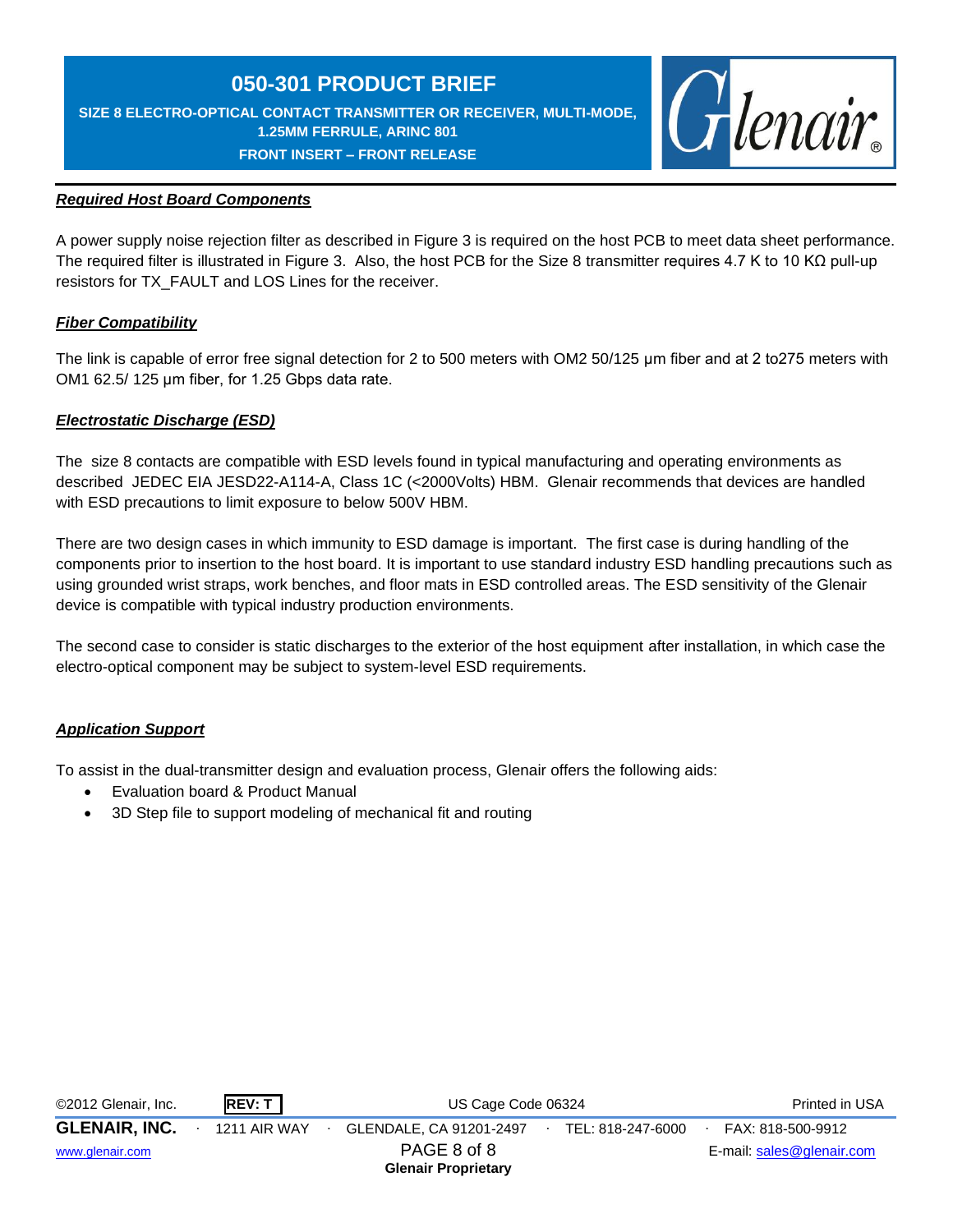### *Required Host Board Components*

A power supply noise rejection filter as described in Figure 3 is required on the host PCB to meet data sheet performance. The required filter is illustrated in Figure 3. Also, the host PCB for the Size 8 transmitter requires 4.7 K to 10 KΩ pull-up resistors for TX_FAULT and LOS Lines for the receiver.

### *Fiber Compatibility*

The link is capable of error free signal detection for 2 to 500 meters with OM2 50/125 µm fiber and at 2 to275 meters with OM1 62.5/ 125 µm fiber, for 1.25 Gbps data rate.

### *Electrostatic Discharge (ESD)*

The size 8 contacts are compatible with ESD levels found in typical manufacturing and operating environments as described JEDEC EIA JESD22-A114-A, Class 1C (<2000Volts) HBM. Glenair recommends that devices are handled with ESD precautions to limit exposure to below 500V HBM.

There are two design cases in which immunity to ESD damage is important. The first case is during handling of the components prior to insertion to the host board. It is important to use standard industry ESD handling precautions such as using grounded wrist straps, work benches, and floor mats in ESD controlled areas. The ESD sensitivity of the Glenair device is compatible with typical industry production environments.

The second case to consider is static discharges to the exterior of the host equipment after installation, in which case the electro-optical component may be subject to system-level ESD requirements.

### *Application Support*

To assist in the dual-transmitter design and evaluation process, Glenair offers the following aids:

- Evaluation board & Product Manual
- 3D Step file to support modeling of mechanical fit and routing